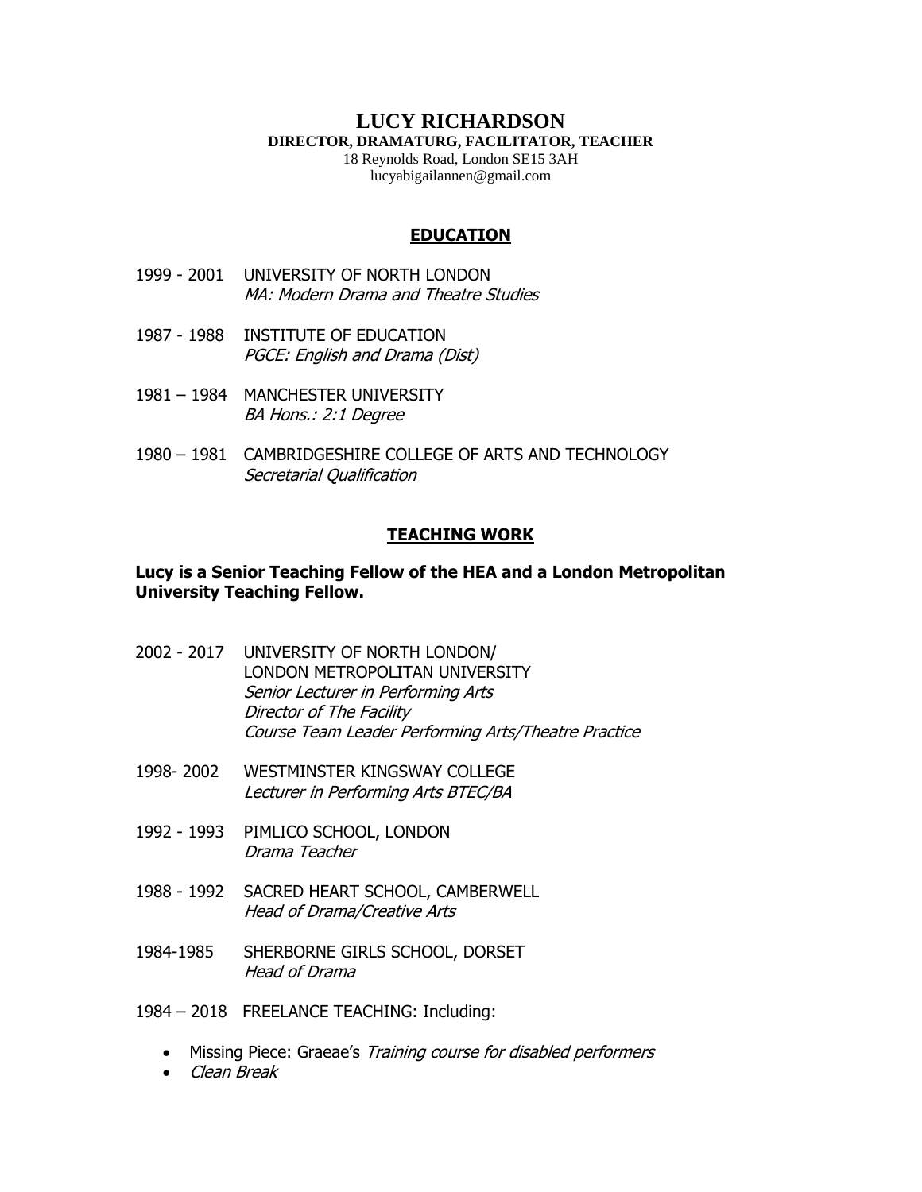# LUCY RICHARDSON

**DIRECTOR, DRAMATURG, FACILITATOR, TEACHER**

18 Reynolds Road, London SE15 3AH
lucyabigailannen@gmail.com

## EDUCATION

1999 - 2001 UNIVERSITY OF NORTH LONDON
*MA: Modern Drama and Theatre Studies*

1987 - 1988 INSTITUTE OF EDUCATION
*PGCE: English and Drama (Dist)*

1981 – 1984 MANCHESTER UNIVERSITY
*BA Hons.: 2:1 Degree*

1980 – 1981 CAMBRIDGESHIRE COLLEGE OF ARTS AND TECHNOLOGY
*Secretarial Qualification*

## TEACHING WORK

**Lucy is a Senior Teaching Fellow of the HEA and a London Metropolitan University Teaching Fellow.**

2002 - 2017 UNIVERSITY OF NORTH LONDON/
LONDON METROPOLITAN UNIVERSITY
*Senior Lecturer in Performing Arts*
*Director of The Facility*
*Course Team Leader Performing Arts/Theatre Practice*

1998- 2002 WESTMINSTER KINGSWAY COLLEGE
*Lecturer in Performing Arts BTEC/BA*

1992 - 1993 PIMLICO SCHOOL, LONDON
*Drama Teacher*

1988 - 1992 SACRED HEART SCHOOL, CAMBERWELL
*Head of Drama/Creative Arts*

1984-1985 SHERBORNE GIRLS SCHOOL, DORSET
*Head of Drama*

1984 – 2018 FREELANCE TEACHING: Including:

- Missing Piece: Graeae's *Training course for disabled performers*
- *Clean Break*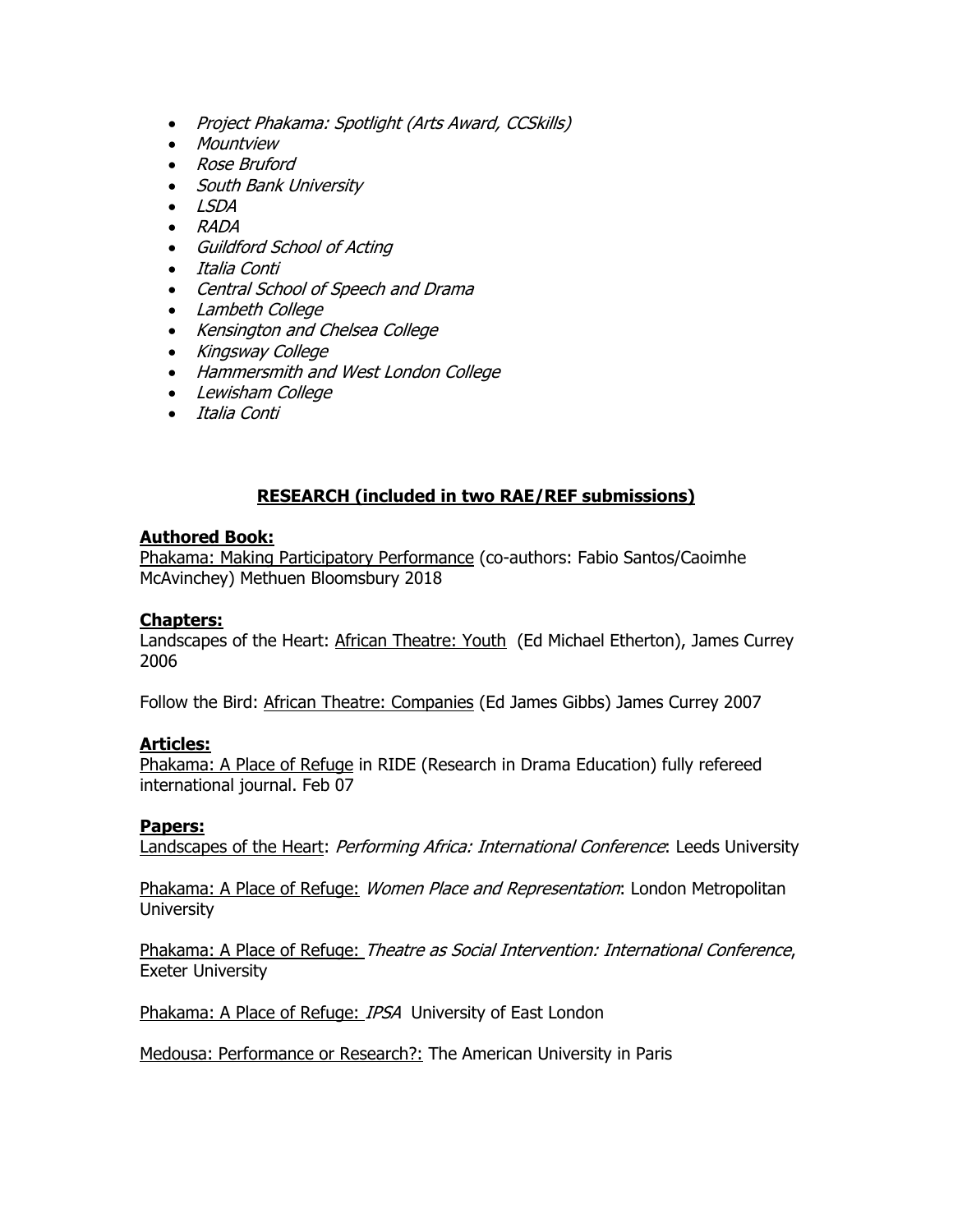- *Project Phakama: Spotlight (Arts Award, CCSkills)*
- *Mountview*
- *Rose Bruford*
- *South Bank University*
- *LSDA*
- *RADA*
- *Guildford School of Acting*
- *Italia Conti*
- *Central School of Speech and Drama*
- *Lambeth College*
- *Kensington and Chelsea College*
- *Kingsway College*
- *Hammersmith and West London College*
- *Lewisham College*
- *Italia Conti*

## RESEARCH (included in two RAE/REF submissions)

**Authored Book:**

Phakama: Making Participatory Performance (co-authors: Fabio Santos/Caoimhe McAvinchey) Methuen Bloomsbury 2018

**Chapters:**

Landscapes of the Heart: African Theatre: Youth (Ed Michael Etherton), James Currey 2006

Follow the Bird: African Theatre: Companies (Ed James Gibbs) James Currey 2007

**Articles:**

Phakama: A Place of Refuge in RIDE (Research in Drama Education) fully refereed international journal. Feb 07

**Papers:**

Landscapes of the Heart: *Performing Africa: International Conference*: Leeds University

Phakama: A Place of Refuge: *Women Place and Representation*: London Metropolitan University

Phakama: A Place of Refuge: *Theatre as Social Intervention: International Conference*, Exeter University

Phakama: A Place of Refuge: *IPSA* University of East London

Medousa: Performance or Research?: The American University in Paris